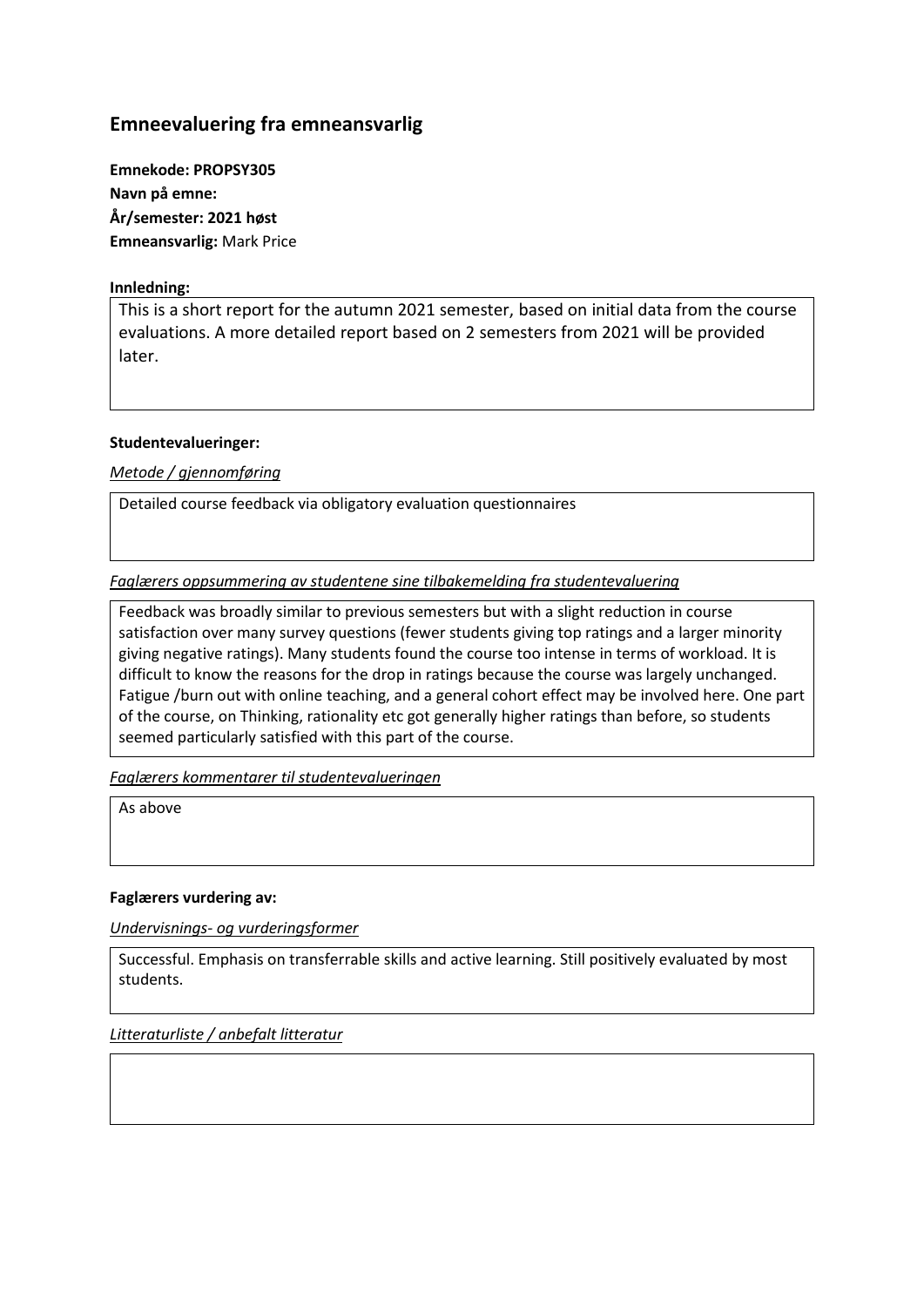## Emneevaluering fra emneansvarlig

**Emnekode: PROPSY305**
**Navn på emne:**
**År/semester: 2021 høst**
**Emneansvarlig:** Mark Price

**Innledning:**

This is a short report for the autumn 2021 semester, based on initial data from the course evaluations. A more detailed report based on 2 semesters from 2021 will be provided later.

**Studentevalueringer:**

*Metode / gjennomføring*

Detailed course feedback via obligatory evaluation questionnaires

*Faglærers oppsummering av studentene sine tilbakemelding fra studentevaluering*

Feedback was broadly similar to previous semesters but with a slight reduction in course satisfaction over many survey questions (fewer students giving top ratings and a larger minority giving negative ratings). Many students found the course too intense in terms of workload. It is difficult to know the reasons for the drop in ratings because the course was largely unchanged. Fatigue /burn out with online teaching, and a general cohort effect may be involved here. One part of the course, on Thinking, rationality etc got generally higher ratings than before, so students seemed particularly satisfied with this part of the course.

*Faglærers kommentarer til studentevalueringen*

As above

**Faglærers vurdering av:**

*Undervisnings- og vurderingsformer*

Successful. Emphasis on transferrable skills and active learning. Still positively evaluated by most students.

*Litteraturliste / anbefalt litteratur*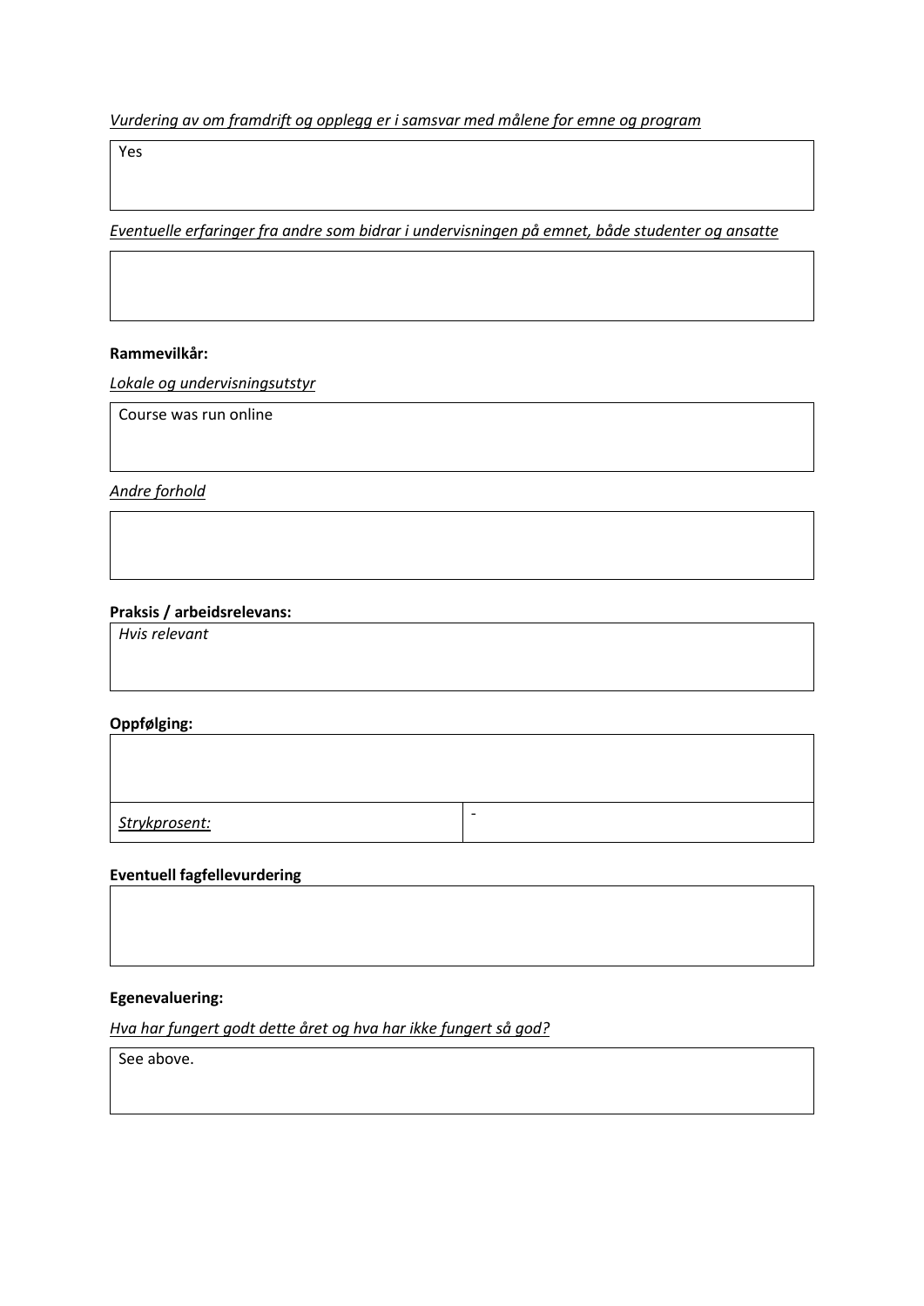*Vurdering av om framdrift og opplegg er i samsvar med målene for emne og program*

| Yes |
|---|

*Eventuelle erfaringer fra andre som bidrar i undervisningen på emnet, både studenter og ansatte*

| |
|---|

**Rammevilkår:**

*Lokale og undervisningsutstyr*

| Course was run online |
|---|

*Andre forhold*

| |
|---|

**Praksis / arbeidsrelevans:**

| *Hvis relevant* |
|---|

**Oppfølging:**

| | |
|---|---|
| | |
| *Strykprosent:* | - |

**Eventuell fagfellevurdering**

| |
|---|

**Egenevaluering:**

*Hva har fungert godt dette året og hva har ikke fungert så god?*

| See above. |
|---|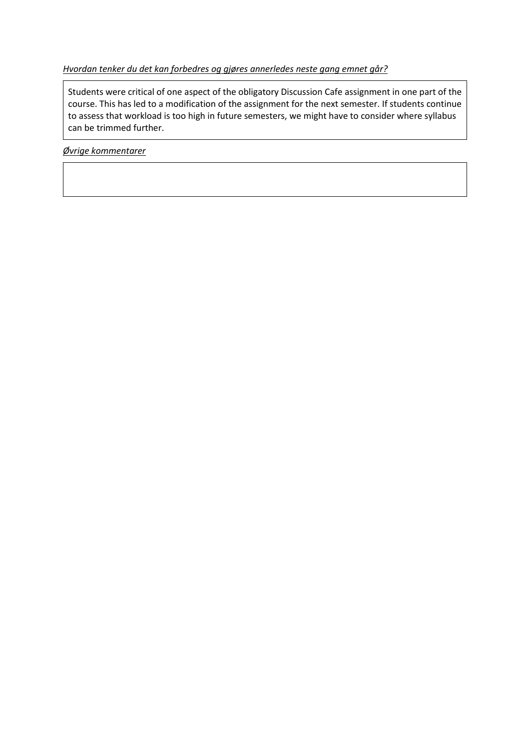*Hvordan tenker du det kan forbedres og gjøres annerledes neste gang emnet går?*

Students were critical of one aspect of the obligatory Discussion Cafe assignment in one part of the course. This has led to a modification of the assignment for the next semester. If students continue to assess that workload is too high in future semesters, we might have to consider where syllabus can be trimmed further.

*Øvrige kommentarer*